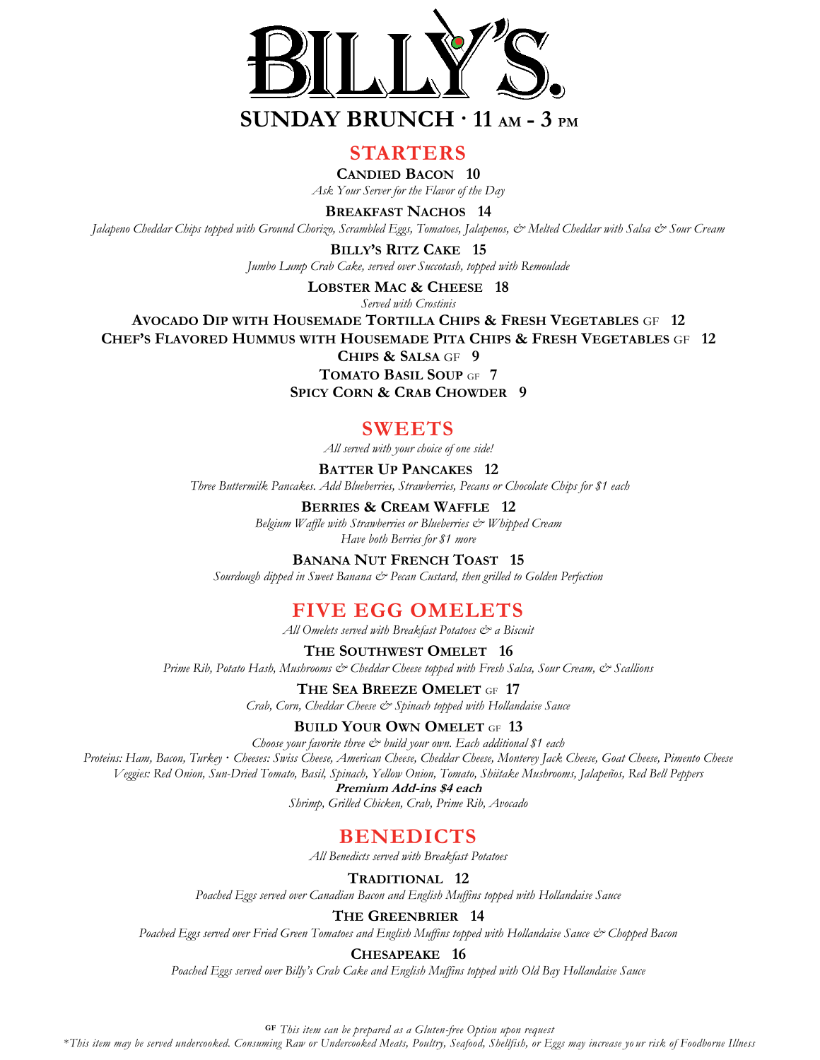# BILLY'S

## SUNDAY BRUNCH · 11 AM - 3 PM

## STARTERS

**CANDIED BACON 10**
*Ask Your Server for the Flavor of the Day*

**BREAKFAST NACHOS 14**
*Jalapeno Cheddar Chips topped with Ground Chorizo, Scrambled Eggs, Tomatoes, Jalapenos, & Melted Cheddar with Salsa & Sour Cream*

**BILLY'S RITZ CAKE 15**
*Jumbo Lump Crab Cake, served over Succotash, topped with Remoulade*

**LOBSTER MAC & CHEESE 18**
*Served with Crostinis*

**AVOCADO DIP WITH HOUSEMADE TORTILLA CHIPS & FRESH VEGETABLES** GF **12**

**CHEF'S FLAVORED HUMMUS WITH HOUSEMADE PITA CHIPS & FRESH VEGETABLES** GF **12**

**CHIPS & SALSA** GF **9**

**TOMATO BASIL SOUP** GF **7**

**SPICY CORN & CRAB CHOWDER 9**

## SWEETS

*All served with your choice of one side!*

**BATTER UP PANCAKES 12**
*Three Buttermilk Pancakes. Add Blueberries, Strawberries, Pecans or Chocolate Chips for $1 each*

**BERRIES & CREAM WAFFLE 12**
*Belgium Waffle with Strawberries or Blueberries & Whipped Cream*
*Have both Berries for $1 more*

**BANANA NUT FRENCH TOAST 15**
*Sourdough dipped in Sweet Banana & Pecan Custard, then grilled to Golden Perfection*

## FIVE EGG OMELETS

*All Omelets served with Breakfast Potatoes & a Biscuit*

**THE SOUTHWEST OMELET 16**
*Prime Rib, Potato Hash, Mushrooms & Cheddar Cheese topped with Fresh Salsa, Sour Cream, & Scallions*

**THE SEA BREEZE OMELET** GF **17**
*Crab, Corn, Cheddar Cheese & Spinach topped with Hollandaise Sauce*

**BUILD YOUR OWN OMELET** GF **13**
*Choose your favorite three & build your own. Each additional $1 each*
*Proteins: Ham, Bacon, Turkey · Cheeses: Swiss Cheese, American Cheese, Cheddar Cheese, Monterey Jack Cheese, Goat Cheese, Pimento Cheese*
*Veggies: Red Onion, Sun-Dried Tomato, Basil, Spinach, Yellow Onion, Tomato, Shiitake Mushrooms, Jalapeños, Red Bell Peppers*
**Premium Add-ins $4 each**
*Shrimp, Grilled Chicken, Crab, Prime Rib, Avocado*

## BENEDICTS

*All Benedicts served with Breakfast Potatoes*

**TRADITIONAL 12**
*Poached Eggs served over Canadian Bacon and English Muffins topped with Hollandaise Sauce*

**THE GREENBRIER 14**
*Poached Eggs served over Fried Green Tomatoes and English Muffins topped with Hollandaise Sauce & Chopped Bacon*

**CHESAPEAKE 16**
*Poached Eggs served over Billy's Crab Cake and English Muffins topped with Old Bay Hollandaise Sauce*

**GF** *This item can be prepared as a Gluten-free Option upon request*
*\*This item may be served undercooked. Consuming Raw or Undercooked Meats, Poultry, Seafood, Shellfish, or Eggs may increase your risk of Foodborne Illness*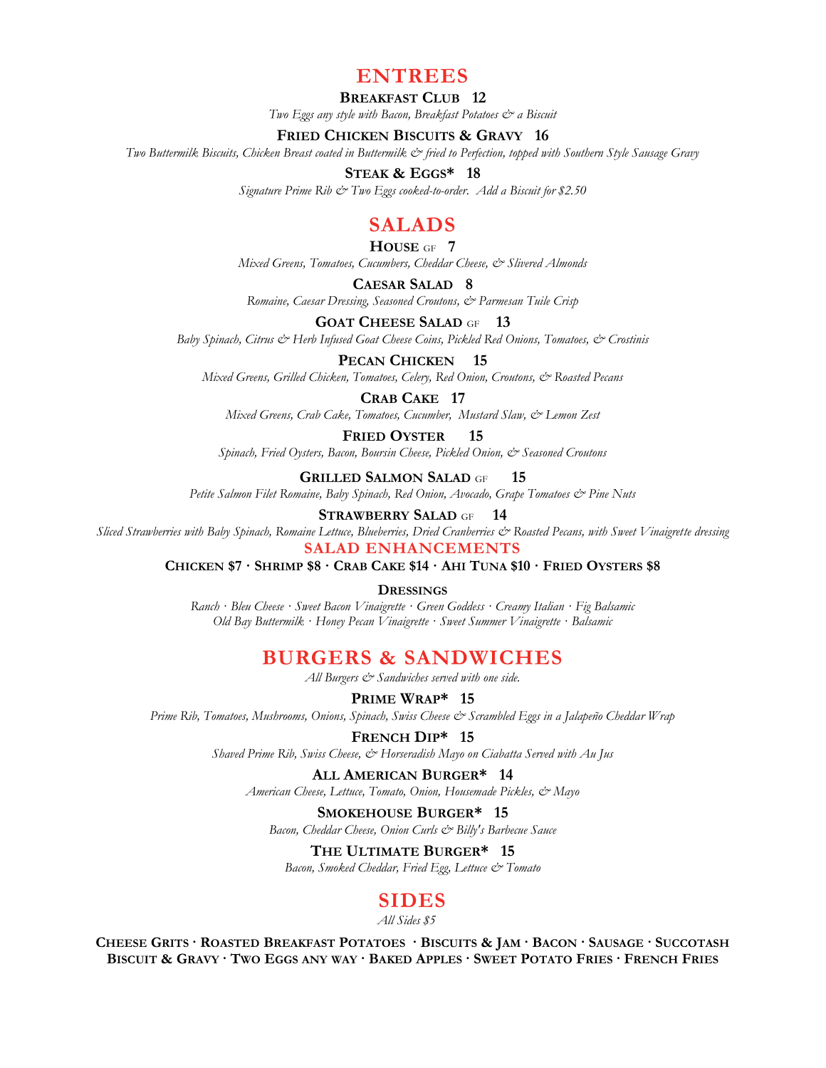# ENTREES

**BREAKFAST CLUB 12**

*Two Eggs any style with Bacon, Breakfast Potatoes & a Biscuit*

**FRIED CHICKEN BISCUITS & GRAVY 16**

*Two Buttermilk Biscuits, Chicken Breast coated in Buttermilk & fried to Perfection, topped with Southern Style Sausage Gravy*

**STEAK & EGGS* 18**

*Signature Prime Rib & Two Eggs cooked-to-order. Add a Biscuit for $2.50*

# SALADS

**HOUSE** GF **7**

*Mixed Greens, Tomatoes, Cucumbers, Cheddar Cheese, & Slivered Almonds*

**CAESAR SALAD 8**

*Romaine, Caesar Dressing, Seasoned Croutons, & Parmesan Tuile Crisp*

**GOAT CHEESE SALAD** GF **13**

*Baby Spinach, Citrus & Herb Infused Goat Cheese Coins, Pickled Red Onions, Tomatoes, & Crostinis*

**PECAN CHICKEN 15**

*Mixed Greens, Grilled Chicken, Tomatoes, Celery, Red Onion, Croutons, & Roasted Pecans*

**CRAB CAKE 17**

*Mixed Greens, Crab Cake, Tomatoes, Cucumber, Mustard Slaw, & Lemon Zest*

**FRIED OYSTER 15**

*Spinach, Fried Oysters, Bacon, Boursin Cheese, Pickled Onion, & Seasoned Croutons*

**GRILLED SALMON SALAD** GF **15**

*Petite Salmon Filet Romaine, Baby Spinach, Red Onion, Avocado, Grape Tomatoes & Pine Nuts*

**STRAWBERRY SALAD** GF **14**

*Sliced Strawberries with Baby Spinach, Romaine Lettuce, Blueberries, Dried Cranberries & Roasted Pecans, with Sweet Vinaigrette dressing*

## SALAD ENHANCEMENTS

**CHICKEN $7 · SHRIMP $8 · CRAB CAKE $14 · AHI TUNA $10 · FRIED OYSTERS $8**

**DRESSINGS**

*Ranch · Bleu Cheese · Sweet Bacon Vinaigrette · Green Goddess · Creamy Italian · Fig Balsamic*
*Old Bay Buttermilk · Honey Pecan Vinaigrette · Sweet Summer Vinaigrette · Balsamic*

# BURGERS & SANDWICHES

*All Burgers & Sandwiches served with one side.*

**PRIME WRAP* 15**

*Prime Rib, Tomatoes, Mushrooms, Onions, Spinach, Swiss Cheese & Scrambled Eggs in a Jalapeño Cheddar Wrap*

**FRENCH DIP* 15**

*Shaved Prime Rib, Swiss Cheese, & Horseradish Mayo on Ciabatta Served with Au Jus*

**ALL AMERICAN BURGER* 14**

*American Cheese, Lettuce, Tomato, Onion, Housemade Pickles, & Mayo*

**SMOKEHOUSE BURGER* 15**

*Bacon, Cheddar Cheese, Onion Curls & Billy's Barbecue Sauce*

**THE ULTIMATE BURGER* 15**

*Bacon, Smoked Cheddar, Fried Egg, Lettuce & Tomato*

# SIDES

*All Sides $5*

**CHEESE GRITS · ROASTED BREAKFAST POTATOES · BISCUITS & JAM · BACON · SAUSAGE · SUCCOTASH**
**BISCUIT & GRAVY · TWO EGGS ANY WAY · BAKED APPLES · SWEET POTATO FRIES · FRENCH FRIES**